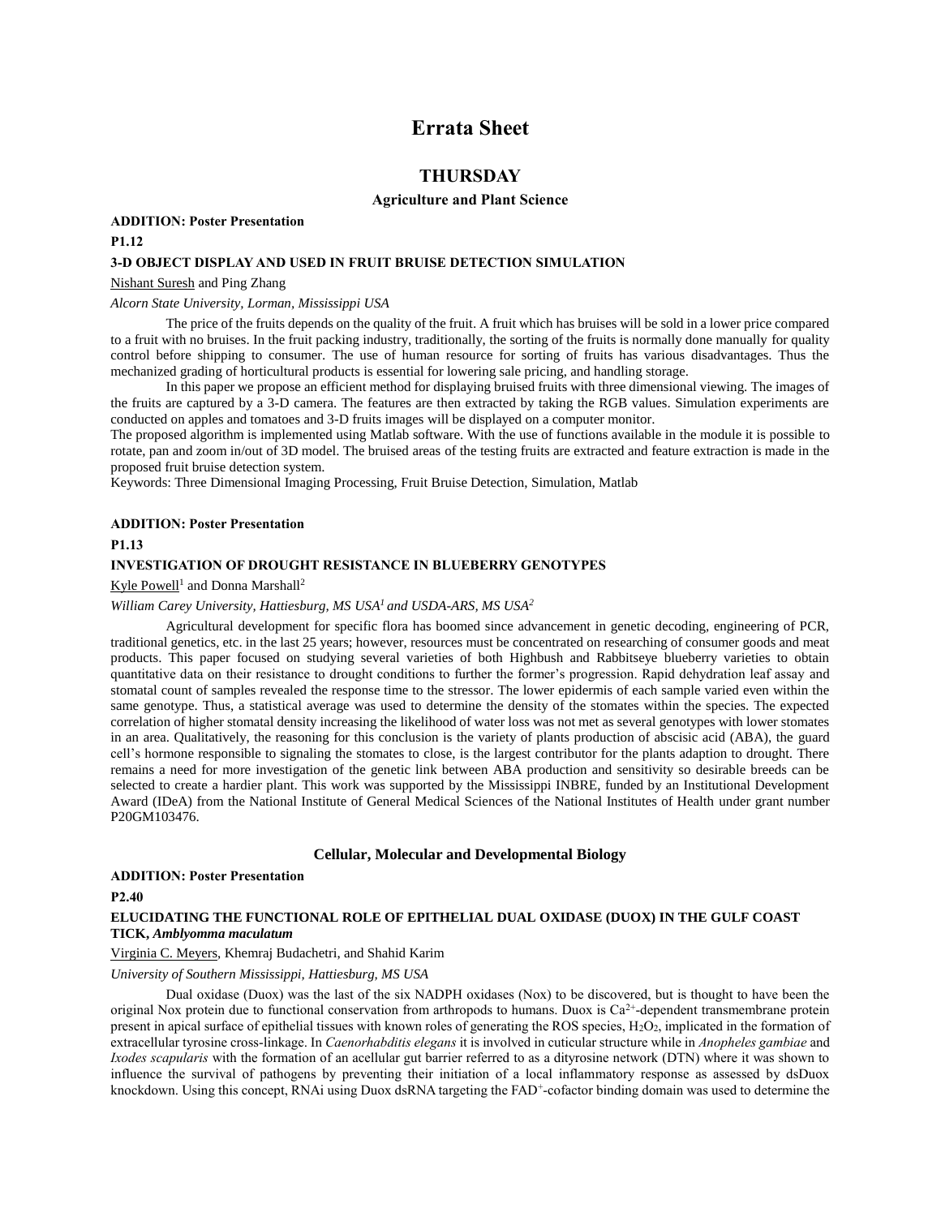# Errata Sheet

## THURSDAY

### Agriculture and Plant Science

**ADDITION: Poster Presentation**

**P1.12**

**3-D OBJECT DISPLAY AND USED IN FRUIT BRUISE DETECTION SIMULATION**

Nishant Suresh and Ping Zhang

*Alcorn State University, Lorman, Mississippi USA*

The price of the fruits depends on the quality of the fruit. A fruit which has bruises will be sold in a lower price compared to a fruit with no bruises. In the fruit packing industry, traditionally, the sorting of the fruits is normally done manually for quality control before shipping to consumer. The use of human resource for sorting of fruits has various disadvantages. Thus the mechanized grading of horticultural products is essential for lowering sale pricing, and handling storage.

In this paper we propose an efficient method for displaying bruised fruits with three dimensional viewing. The images of the fruits are captured by a 3-D camera. The features are then extracted by taking the RGB values. Simulation experiments are conducted on apples and tomatoes and 3-D fruits images will be displayed on a computer monitor.

The proposed algorithm is implemented using Matlab software. With the use of functions available in the module it is possible to rotate, pan and zoom in/out of 3D model. The bruised areas of the testing fruits are extracted and feature extraction is made in the proposed fruit bruise detection system.

Keywords: Three Dimensional Imaging Processing, Fruit Bruise Detection, Simulation, Matlab

**ADDITION: Poster Presentation**

**P1.13**

**INVESTIGATION OF DROUGHT RESISTANCE IN BLUEBERRY GENOTYPES**

Kyle Powell[1] and Donna Marshall[2]

*William Carey University, Hattiesburg, MS USA[1] and USDA-ARS, MS USA[2]*

Agricultural development for specific flora has boomed since advancement in genetic decoding, engineering of PCR, traditional genetics, etc. in the last 25 years; however, resources must be concentrated on researching of consumer goods and meat products. This paper focused on studying several varieties of both Highbush and Rabbitseye blueberry varieties to obtain quantitative data on their resistance to drought conditions to further the former's progression. Rapid dehydration leaf assay and stomatal count of samples revealed the response time to the stressor. The lower epidermis of each sample varied even within the same genotype. Thus, a statistical average was used to determine the density of the stomates within the species. The expected correlation of higher stomatal density increasing the likelihood of water loss was not met as several genotypes with lower stomates in an area. Qualitatively, the reasoning for this conclusion is the variety of plants production of abscisic acid (ABA), the guard cell's hormone responsible to signaling the stomates to close, is the largest contributor for the plants adaption to drought. There remains a need for more investigation of the genetic link between ABA production and sensitivity so desirable breeds can be selected to create a hardier plant. This work was supported by the Mississippi INBRE, funded by an Institutional Development Award (IDeA) from the National Institute of General Medical Sciences of the National Institutes of Health under grant number P20GM103476.

### Cellular, Molecular and Developmental Biology

**ADDITION: Poster Presentation**

**P2.40**

**ELUCIDATING THE FUNCTIONAL ROLE OF EPITHELIAL DUAL OXIDASE (DUOX) IN THE GULF COAST TICK, *Amblyomma maculatum***

Virginia C. Meyers, Khemraj Budachetri, and Shahid Karim

*University of Southern Mississippi, Hattiesburg, MS USA*

Dual oxidase (Duox) was the last of the six NADPH oxidases (Nox) to be discovered, but is thought to have been the original Nox protein due to functional conservation from arthropods to humans. Duox is $Ca^{2+}$-dependent transmembrane protein present in apical surface of epithelial tissues with known roles of generating the ROS species, $H_2O_2$, implicated in the formation of extracellular tyrosine cross-linkage. In *Caenorhabditis elegans* it is involved in cuticular structure while in *Anopheles gambiae* and *Ixodes scapularis* with the formation of an acellular gut barrier referred to as a dityrosine network (DTN) where it was shown to influence the survival of pathogens by preventing their initiation of a local inflammatory response as assessed by dsDuox knockdown. Using this concept, RNAi using Duox dsRNA targeting the $FAD^+$-cofactor binding domain was used to determine the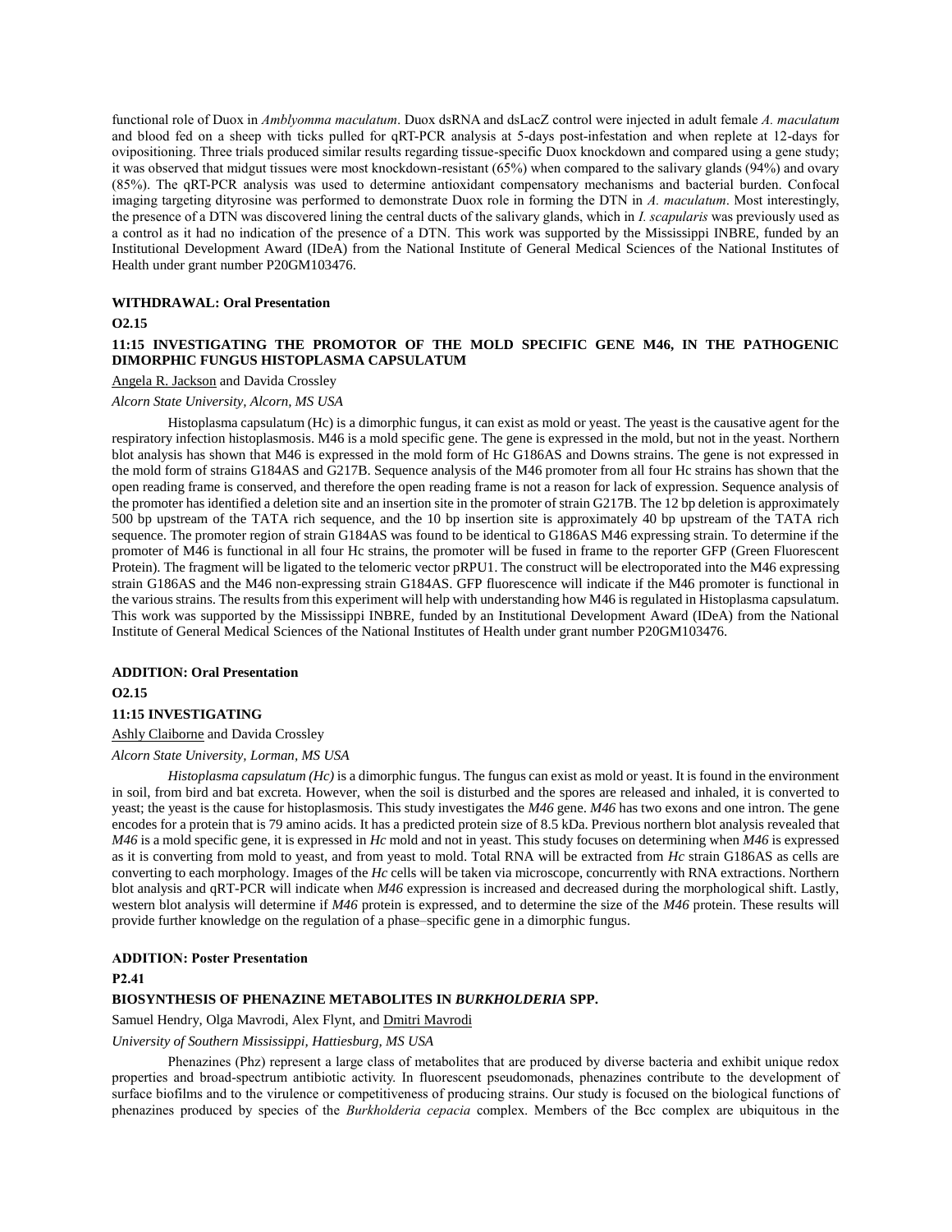functional role of Duox in *Amblyomma maculatum*. Duox dsRNA and dsLacZ control were injected in adult female *A. maculatum* and blood fed on a sheep with ticks pulled for qRT-PCR analysis at 5-days post-infestation and when replete at 12-days for ovipositioning. Three trials produced similar results regarding tissue-specific Duox knockdown and compared using a gene study; it was observed that midgut tissues were most knockdown-resistant (65%) when compared to the salivary glands (94%) and ovary (85%). The qRT-PCR analysis was used to determine antioxidant compensatory mechanisms and bacterial burden. Confocal imaging targeting dityrosine was performed to demonstrate Duox role in forming the DTN in *A. maculatum*. Most interestingly, the presence of a DTN was discovered lining the central ducts of the salivary glands, which in *I. scapularis* was previously used as a control as it had no indication of the presence of a DTN. This work was supported by the Mississippi INBRE, funded by an Institutional Development Award (IDeA) from the National Institute of General Medical Sciences of the National Institutes of Health under grant number P20GM103476.

**WITHDRAWAL: Oral Presentation**

**O2.15**

**11:15 INVESTIGATING THE PROMOTOR OF THE MOLD SPECIFIC GENE M46, IN THE PATHOGENIC DIMORPHIC FUNGUS HISTOPLASMA CAPSULATUM**

Angela R. Jackson and Davida Crossley

*Alcorn State University, Alcorn, MS USA*

Histoplasma capsulatum (Hc) is a dimorphic fungus, it can exist as mold or yeast. The yeast is the causative agent for the respiratory infection histoplasmosis. M46 is a mold specific gene. The gene is expressed in the mold, but not in the yeast. Northern blot analysis has shown that M46 is expressed in the mold form of Hc G186AS and Downs strains. The gene is not expressed in the mold form of strains G184AS and G217B. Sequence analysis of the M46 promoter from all four Hc strains has shown that the open reading frame is conserved, and therefore the open reading frame is not a reason for lack of expression. Sequence analysis of the promoter has identified a deletion site and an insertion site in the promoter of strain G217B. The 12 bp deletion is approximately 500 bp upstream of the TATA rich sequence, and the 10 bp insertion site is approximately 40 bp upstream of the TATA rich sequence. The promoter region of strain G184AS was found to be identical to G186AS M46 expressing strain. To determine if the promoter of M46 is functional in all four Hc strains, the promoter will be fused in frame to the reporter GFP (Green Fluorescent Protein). The fragment will be ligated to the telomeric vector pRPU1. The construct will be electroporated into the M46 expressing strain G186AS and the M46 non-expressing strain G184AS. GFP fluorescence will indicate if the M46 promoter is functional in the various strains. The results from this experiment will help with understanding how M46 is regulated in Histoplasma capsulatum. This work was supported by the Mississippi INBRE, funded by an Institutional Development Award (IDeA) from the National Institute of General Medical Sciences of the National Institutes of Health under grant number P20GM103476.

**ADDITION: Oral Presentation**

**O2.15**

**11:15 INVESTIGATING**

Ashly Claiborne and Davida Crossley

*Alcorn State University, Lorman, MS USA*

*Histoplasma capsulatum (Hc)* is a dimorphic fungus. The fungus can exist as mold or yeast. It is found in the environment in soil, from bird and bat excreta. However, when the soil is disturbed and the spores are released and inhaled, it is converted to yeast; the yeast is the cause for histoplasmosis. This study investigates the *M46* gene. *M46* has two exons and one intron. The gene encodes for a protein that is 79 amino acids. It has a predicted protein size of 8.5 kDa. Previous northern blot analysis revealed that *M46* is a mold specific gene, it is expressed in *Hc* mold and not in yeast. This study focuses on determining when *M46* is expressed as it is converting from mold to yeast, and from yeast to mold. Total RNA will be extracted from *Hc* strain G186AS as cells are converting to each morphology. Images of the *Hc* cells will be taken via microscope, concurrently with RNA extractions. Northern blot analysis and qRT-PCR will indicate when *M46* expression is increased and decreased during the morphological shift. Lastly, western blot analysis will determine if *M46* protein is expressed, and to determine the size of the *M46* protein. These results will provide further knowledge on the regulation of a phase–specific gene in a dimorphic fungus.

**ADDITION: Poster Presentation**

**P2.41**

**BIOSYNTHESIS OF PHENAZINE METABOLITES IN *BURKHOLDERIA* SPP.**

Samuel Hendry, Olga Mavrodi, Alex Flynt, and Dmitri Mavrodi

*University of Southern Mississippi, Hattiesburg, MS USA*

Phenazines (Phz) represent a large class of metabolites that are produced by diverse bacteria and exhibit unique redox properties and broad-spectrum antibiotic activity. In fluorescent pseudomonads, phenazines contribute to the development of surface biofilms and to the virulence or competitiveness of producing strains. Our study is focused on the biological functions of phenazines produced by species of the *Burkholderia cepacia* complex. Members of the Bcc complex are ubiquitous in the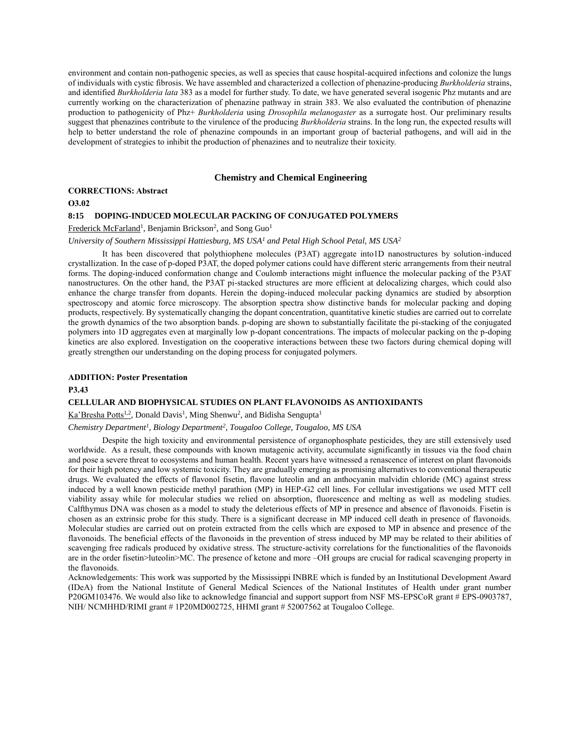environment and contain non-pathogenic species, as well as species that cause hospital-acquired infections and colonize the lungs of individuals with cystic fibrosis. We have assembled and characterized a collection of phenazine-producing *Burkholderia* strains, and identified *Burkholderia lata* 383 as a model for further study. To date, we have generated several isogenic Phz mutants and are currently working on the characterization of phenazine pathway in strain 383. We also evaluated the contribution of phenazine production to pathogenicity of Phz+ *Burkholderia* using *Drosophila melanogaster* as a surrogate host. Our preliminary results suggest that phenazines contribute to the virulence of the producing *Burkholderia* strains. In the long run, the expected results will help to better understand the role of phenazine compounds in an important group of bacterial pathogens, and will aid in the development of strategies to inhibit the production of phenazines and to neutralize their toxicity.

## Chemistry and Chemical Engineering

**CORRECTIONS: Abstract**

**O3.02**

**8:15 DOPING-INDUCED MOLECULAR PACKING OF CONJUGATED POLYMERS**

Frederick McFarland[1], Benjamin Brickson[2], and Song Guo[1]

*University of Southern Mississippi Hattiesburg, MS USA[1] and Petal High School Petal, MS USA[2]*

It has been discovered that polythiophene molecules (P3AT) aggregate into1D nanostructures by solution-induced crystallization. In the case of p-doped P3AT, the doped polymer cations could have different steric arrangements from their neutral forms. The doping-induced conformation change and Coulomb interactions might influence the molecular packing of the P3AT nanostructures. On the other hand, the P3AT pi-stacked structures are more efficient at delocalizing charges, which could also enhance the charge transfer from dopants. Herein the doping-induced molecular packing dynamics are studied by absorption spectroscopy and atomic force microscopy. The absorption spectra show distinctive bands for molecular packing and doping products, respectively. By systematically changing the dopant concentration, quantitative kinetic studies are carried out to correlate the growth dynamics of the two absorption bands. p-doping are shown to substantially facilitate the pi-stacking of the conjugated polymers into 1D aggregates even at marginally low p-dopant concentrations. The impacts of molecular packing on the p-doping kinetics are also explored. Investigation on the cooperative interactions between these two factors during chemical doping will greatly strengthen our understanding on the doping process for conjugated polymers.

**ADDITION: Poster Presentation**

**P3.43**

**CELLULAR AND BIOPHYSICAL STUDIES ON PLANT FLAVONOIDS AS ANTIOXIDANTS**

Ka'Bresha Potts[1,2], Donald Davis[1], Ming Shenwu[2], and Bidisha Sengupta[1]

*Chemistry Department[1], Biology Department[2], Tougaloo College, Tougaloo, MS USA*

Despite the high toxicity and environmental persistence of organophosphate pesticides, they are still extensively used worldwide. As a result, these compounds with known mutagenic activity, accumulate significantly in tissues via the food chain and pose a severe threat to ecosystems and human health. Recent years have witnessed a renascence of interest on plant flavonoids for their high potency and low systemic toxicity. They are gradually emerging as promising alternatives to conventional therapeutic drugs. We evaluated the effects of flavonol fisetin, flavone luteolin and an anthocyanin malvidin chloride (MC) against stress induced by a well known pesticide methyl parathion (MP) in HEP-G2 cell lines. For cellular investigations we used MTT cell viability assay while for molecular studies we relied on absorption, fluorescence and melting as well as modeling studies. Calfthymus DNA was chosen as a model to study the deleterious effects of MP in presence and absence of flavonoids. Fisetin is chosen as an extrinsic probe for this study. There is a significant decrease in MP induced cell death in presence of flavonoids. Molecular studies are carried out on protein extracted from the cells which are exposed to MP in absence and presence of the flavonoids. The beneficial effects of the flavonoids in the prevention of stress induced by MP may be related to their abilities of scavenging free radicals produced by oxidative stress. The structure-activity correlations for the functionalities of the flavonoids are in the order fisetin>luteolin>MC. The presence of ketone and more –OH groups are crucial for radical scavenging property in the flavonoids.

Acknowledgements: This work was supported by the Mississippi INBRE which is funded by an Institutional Development Award (IDeA) from the National Institute of General Medical Sciences of the National Institutes of Health under grant number P20GM103476. We would also like to acknowledge financial and support support from NSF MS-EPSCoR grant # EPS-0903787, NIH/ NCMHHD/RIMI grant # 1P20MD002725, HHMI grant # 52007562 at Tougaloo College.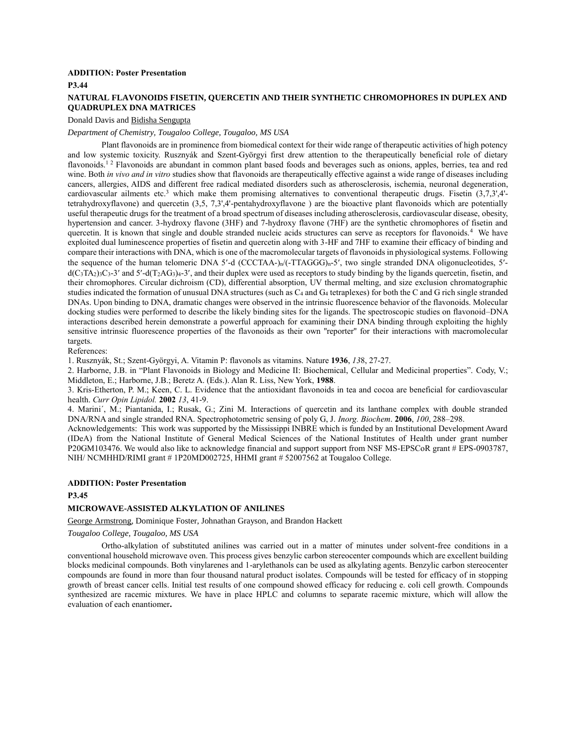**ADDITION: Poster Presentation**

**P3.44**

### NATURAL FLAVONOIDS FISETIN, QUERCETIN AND THEIR SYNTHETIC CHROMOPHORES IN DUPLEX AND QUADRUPLEX DNA MATRICES

Donald Davis and Bidisha Sengupta

*Department of Chemistry, Tougaloo College, Tougaloo, MS USA*

Plant flavonoids are in prominence from biomedical context for their wide range of therapeutic activities of high potency and low systemic toxicity. Rusznyák and Szent-Györgyi first drew attention to the therapeutically beneficial role of dietary flavonoids.[1 2] Flavonoids are abundant in common plant based foods and beverages such as onions, apples, berries, tea and red wine. Both *in vivo and in vitro* studies show that flavonoids are therapeutically effective against a wide range of diseases including cancers, allergies, AIDS and different free radical mediated disorders such as atherosclerosis, ischemia, neuronal degeneration, cardiovascular ailments etc.[3] which make them promising alternatives to conventional therapeutic drugs. Fisetin (3,7,3',4'-tetrahydroxyflavone) and quercetin (3,5, 7,3',4'-pentahydroxyflavone ) are the bioactive plant flavonoids which are potentially useful therapeutic drugs for the treatment of a broad spectrum of diseases including atherosclerosis, cardiovascular disease, obesity, hypertension and cancer. 3-hydroxy flavone (3HF) and 7-hydroxy flavone (7HF) are the synthetic chromophores of fisetin and quercetin. It is known that single and double stranded nucleic acids structures can serve as receptors for flavonoids.[4] We have exploited dual luminescence properties of fisetin and quercetin along with 3-HF and 7HF to examine their efficacy of binding and compare their interactions with DNA, which is one of the macromolecular targets of flavonoids in physiological systems. Following the sequence of the human telomeric DNA 5′-d (CCCTAA-)$_n$/(-TTAGGG)$_n$-5′, two single stranded DNA oligonucleotides, 5′-d($C_3TA_2$)$_3C_3$-3′ and 5′-d($T_2AG_3$)$_4$-3′, and their duplex were used as receptors to study binding by the ligands quercetin, fisetin, and their chromophores. Circular dichroism (CD), differential absorption, UV thermal melting, and size exclusion chromatographic studies indicated the formation of unusual DNA structures (such as $C_4$ and $G_4$ tetraplexes) for both the C and G rich single stranded DNAs. Upon binding to DNA, dramatic changes were observed in the intrinsic fluorescence behavior of the flavonoids. Molecular docking studies were performed to describe the likely binding sites for the ligands. The spectroscopic studies on flavonoid–DNA interactions described herein demonstrate a powerful approach for examining their DNA binding through exploiting the highly sensitive intrinsic fluorescence properties of the flavonoids as their own "reporter" for their interactions with macromolecular targets.

References:

1. Rusznyák, St.; Szent-Györgyi, A. Vitamin P: flavonols as vitamins. Nature **1936**, *13*8, 27-27.
2. Harborne, J.B. in "Plant Flavonoids in Biology and Medicine II: Biochemical, Cellular and Medicinal properties". Cody, V.; Middleton, E.; Harborne, J.B.; Beretz A. (Eds.). Alan R. Liss, New York, **1988**.
3. Kris-Etherton, P. M.; Keen, C. L. Evidence that the antioxidant flavonoids in tea and cocoa are beneficial for cardiovascular health. *Curr Opin Lipidol.* **2002** *13*, 41-9.
4. Marini´, M.; Piantanida, I.; Rusak, G.; Zini M. Interactions of quercetin and its lanthane complex with double stranded DNA/RNA and single stranded RNA. Spectrophotometric sensing of poly G, J. *Inorg. Biochem*. **2006**, *100*, 288–298.

Acknowledgements: This work was supported by the Mississippi INBRE which is funded by an Institutional Development Award (IDeA) from the National Institute of General Medical Sciences of the National Institutes of Health under grant number P20GM103476. We would also like to acknowledge financial and support support from NSF MS-EPSCoR grant # EPS-0903787, NIH/ NCMHHD/RIMI grant # 1P20MD002725, HHMI grant # 52007562 at Tougaloo College.

**ADDITION: Poster Presentation**

**P3.45**

### MICROWAVE-ASSISTED ALKYLATION OF ANILINES

George Armstrong, Dominique Foster, Johnathan Grayson, and Brandon Hackett

*Tougaloo College, Tougaloo, MS USA*

Ortho-alkylation of substituted anilines was carried out in a matter of minutes under solvent-free conditions in a conventional household microwave oven. This process gives benzylic carbon stereocenter compounds which are excellent building blocks medicinal compounds. Both vinylarenes and 1-arylethanols can be used as alkylating agents. Benzylic carbon stereocenter compounds are found in more than four thousand natural product isolates. Compounds will be tested for efficacy of in stopping growth of breast cancer cells. Initial test results of one compound showed efficacy for reducing e. coli cell growth. Compounds synthesized are racemic mixtures. We have in place HPLC and columns to separate racemic mixture, which will allow the evaluation of each enantiomer**.**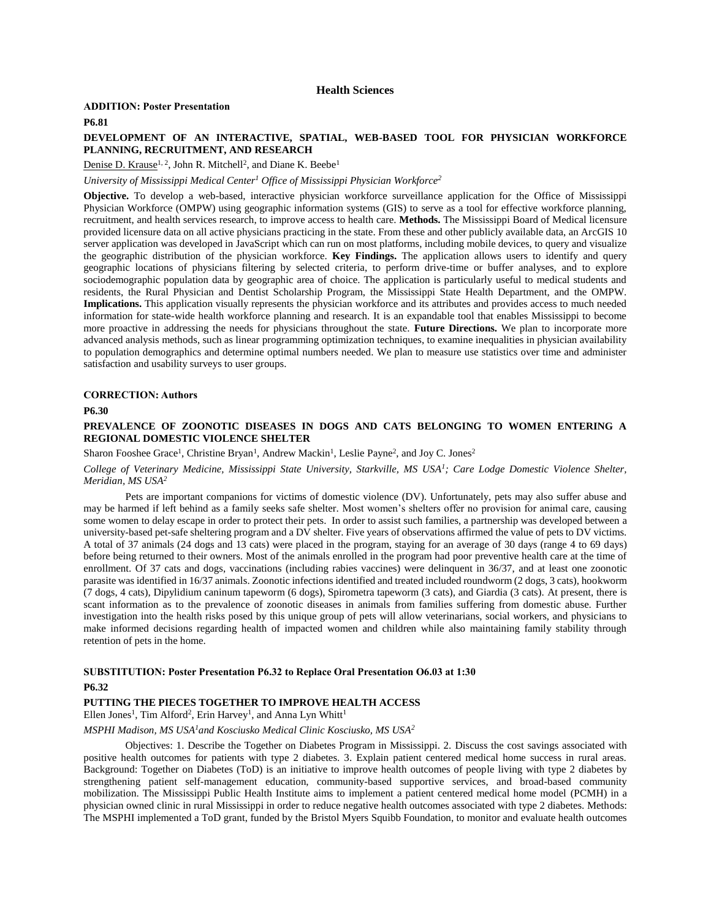## Health Sciences

**ADDITION: Poster Presentation**

**P6.81**

**DEVELOPMENT OF AN INTERACTIVE, SPATIAL, WEB-BASED TOOL FOR PHYSICIAN WORKFORCE PLANNING, RECRUITMENT, AND RESEARCH**

Denise D. Krause[1, 2], John R. Mitchell[2], and Diane K. Beebe[1]

*University of Mississippi Medical Center[1] Office of Mississippi Physician Workforce[2]*

**Objective.** To develop a web-based, interactive physician workforce surveillance application for the Office of Mississippi Physician Workforce (OMPW) using geographic information systems (GIS) to serve as a tool for effective workforce planning, recruitment, and health services research, to improve access to health care. **Methods.** The Mississippi Board of Medical licensure provided licensure data on all active physicians practicing in the state. From these and other publicly available data, an ArcGIS 10 server application was developed in JavaScript which can run on most platforms, including mobile devices, to query and visualize the geographic distribution of the physician workforce. **Key Findings.** The application allows users to identify and query geographic locations of physicians filtering by selected criteria, to perform drive-time or buffer analyses, and to explore sociodemographic population data by geographic area of choice. The application is particularly useful to medical students and residents, the Rural Physician and Dentist Scholarship Program, the Mississippi State Health Department, and the OMPW. **Implications.** This application visually represents the physician workforce and its attributes and provides access to much needed information for state-wide health workforce planning and research. It is an expandable tool that enables Mississippi to become more proactive in addressing the needs for physicians throughout the state. **Future Directions.** We plan to incorporate more advanced analysis methods, such as linear programming optimization techniques, to examine inequalities in physician availability to population demographics and determine optimal numbers needed. We plan to measure use statistics over time and administer satisfaction and usability surveys to user groups.

**CORRECTION: Authors**

**P6.30**

**PREVALENCE OF ZOONOTIC DISEASES IN DOGS AND CATS BELONGING TO WOMEN ENTERING A REGIONAL DOMESTIC VIOLENCE SHELTER**

Sharon Fooshee Grace[1], Christine Bryan[1], Andrew Mackin[1], Leslie Payne[2], and Joy C. Jones[2]

*College of Veterinary Medicine, Mississippi State University, Starkville, MS USA[1]; Care Lodge Domestic Violence Shelter, Meridian, MS USA[2]*

Pets are important companions for victims of domestic violence (DV). Unfortunately, pets may also suffer abuse and may be harmed if left behind as a family seeks safe shelter. Most women's shelters offer no provision for animal care, causing some women to delay escape in order to protect their pets. In order to assist such families, a partnership was developed between a university-based pet-safe sheltering program and a DV shelter. Five years of observations affirmed the value of pets to DV victims. A total of 37 animals (24 dogs and 13 cats) were placed in the program, staying for an average of 30 days (range 4 to 69 days) before being returned to their owners. Most of the animals enrolled in the program had poor preventive health care at the time of enrollment. Of 37 cats and dogs, vaccinations (including rabies vaccines) were delinquent in 36/37, and at least one zoonotic parasite was identified in 16/37 animals. Zoonotic infections identified and treated included roundworm (2 dogs, 3 cats), hookworm (7 dogs, 4 cats), Dipylidium caninum tapeworm (6 dogs), Spirometra tapeworm (3 cats), and Giardia (3 cats). At present, there is scant information as to the prevalence of zoonotic diseases in animals from families suffering from domestic abuse. Further investigation into the health risks posed by this unique group of pets will allow veterinarians, social workers, and physicians to make informed decisions regarding health of impacted women and children while also maintaining family stability through retention of pets in the home.

**SUBSTITUTION: Poster Presentation P6.32 to Replace Oral Presentation O6.03 at 1:30**

**P6.32**

**PUTTING THE PIECES TOGETHER TO IMPROVE HEALTH ACCESS**

Ellen Jones[1], Tim Alford[2], Erin Harvey[1], and Anna Lyn Whitt[1]

*MSPHI Madison, MS USA[1]and Kosciusko Medical Clinic Kosciusko, MS USA[2]*

Objectives: 1. Describe the Together on Diabetes Program in Mississippi. 2. Discuss the cost savings associated with positive health outcomes for patients with type 2 diabetes. 3. Explain patient centered medical home success in rural areas. Background: Together on Diabetes (ToD) is an initiative to improve health outcomes of people living with type 2 diabetes by strengthening patient self-management education, community-based supportive services, and broad-based community mobilization. The Mississippi Public Health Institute aims to implement a patient centered medical home model (PCMH) in a physician owned clinic in rural Mississippi in order to reduce negative health outcomes associated with type 2 diabetes. Methods: The MSPHI implemented a ToD grant, funded by the Bristol Myers Squibb Foundation, to monitor and evaluate health outcomes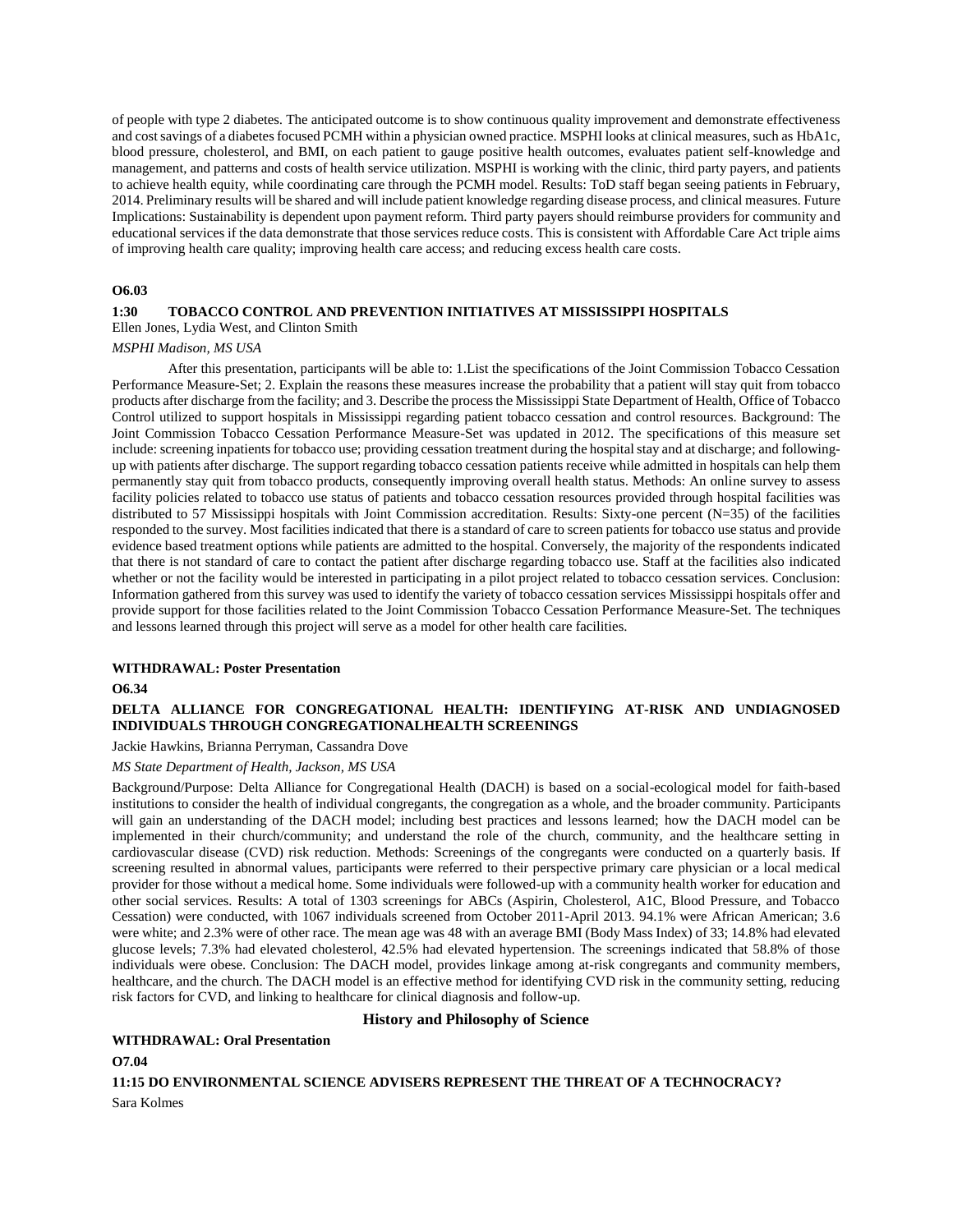of people with type 2 diabetes. The anticipated outcome is to show continuous quality improvement and demonstrate effectiveness and cost savings of a diabetes focused PCMH within a physician owned practice. MSPHI looks at clinical measures, such as HbA1c, blood pressure, cholesterol, and BMI, on each patient to gauge positive health outcomes, evaluates patient self-knowledge and management, and patterns and costs of health service utilization. MSPHI is working with the clinic, third party payers, and patients to achieve health equity, while coordinating care through the PCMH model. Results: ToD staff began seeing patients in February, 2014. Preliminary results will be shared and will include patient knowledge regarding disease process, and clinical measures. Future Implications: Sustainability is dependent upon payment reform. Third party payers should reimburse providers for community and educational services if the data demonstrate that those services reduce costs. This is consistent with Affordable Care Act triple aims of improving health care quality; improving health care access; and reducing excess health care costs.

**O6.03**

**1:30 TOBACCO CONTROL AND PREVENTION INITIATIVES AT MISSISSIPPI HOSPITALS**

Ellen Jones, Lydia West, and Clinton Smith

*MSPHI Madison, MS USA*

After this presentation, participants will be able to: 1.List the specifications of the Joint Commission Tobacco Cessation Performance Measure-Set; 2. Explain the reasons these measures increase the probability that a patient will stay quit from tobacco products after discharge from the facility; and 3. Describe the process the Mississippi State Department of Health, Office of Tobacco Control utilized to support hospitals in Mississippi regarding patient tobacco cessation and control resources. Background: The Joint Commission Tobacco Cessation Performance Measure-Set was updated in 2012. The specifications of this measure set include: screening inpatients for tobacco use; providing cessation treatment during the hospital stay and at discharge; and following-up with patients after discharge. The support regarding tobacco cessation patients receive while admitted in hospitals can help them permanently stay quit from tobacco products, consequently improving overall health status. Methods: An online survey to assess facility policies related to tobacco use status of patients and tobacco cessation resources provided through hospital facilities was distributed to 57 Mississippi hospitals with Joint Commission accreditation. Results: Sixty-one percent (N=35) of the facilities responded to the survey. Most facilities indicated that there is a standard of care to screen patients for tobacco use status and provide evidence based treatment options while patients are admitted to the hospital. Conversely, the majority of the respondents indicated that there is not standard of care to contact the patient after discharge regarding tobacco use. Staff at the facilities also indicated whether or not the facility would be interested in participating in a pilot project related to tobacco cessation services. Conclusion: Information gathered from this survey was used to identify the variety of tobacco cessation services Mississippi hospitals offer and provide support for those facilities related to the Joint Commission Tobacco Cessation Performance Measure-Set. The techniques and lessons learned through this project will serve as a model for other health care facilities.

**WITHDRAWAL: Poster Presentation**

**O6.34**

**DELTA ALLIANCE FOR CONGREGATIONAL HEALTH: IDENTIFYING AT-RISK AND UNDIAGNOSED INDIVIDUALS THROUGH CONGREGATIONALHEALTH SCREENINGS**

Jackie Hawkins, Brianna Perryman, Cassandra Dove

*MS State Department of Health, Jackson, MS USA*

Background/Purpose: Delta Alliance for Congregational Health (DACH) is based on a social-ecological model for faith-based institutions to consider the health of individual congregants, the congregation as a whole, and the broader community. Participants will gain an understanding of the DACH model; including best practices and lessons learned; how the DACH model can be implemented in their church/community; and understand the role of the church, community, and the healthcare setting in cardiovascular disease (CVD) risk reduction. Methods: Screenings of the congregants were conducted on a quarterly basis. If screening resulted in abnormal values, participants were referred to their perspective primary care physician or a local medical provider for those without a medical home. Some individuals were followed-up with a community health worker for education and other social services. Results: A total of 1303 screenings for ABCs (Aspirin, Cholesterol, A1C, Blood Pressure, and Tobacco Cessation) were conducted, with 1067 individuals screened from October 2011-April 2013. 94.1% were African American; 3.6 were white; and 2.3% were of other race. The mean age was 48 with an average BMI (Body Mass Index) of 33; 14.8% had elevated glucose levels; 7.3% had elevated cholesterol, 42.5% had elevated hypertension. The screenings indicated that 58.8% of those individuals were obese. Conclusion: The DACH model, provides linkage among at-risk congregants and community members, healthcare, and the church. The DACH model is an effective method for identifying CVD risk in the community setting, reducing risk factors for CVD, and linking to healthcare for clinical diagnosis and follow-up.

## History and Philosophy of Science

**WITHDRAWAL: Oral Presentation**

**O7.04**

**11:15 DO ENVIRONMENTAL SCIENCE ADVISERS REPRESENT THE THREAT OF A TECHNOCRACY?**

Sara Kolmes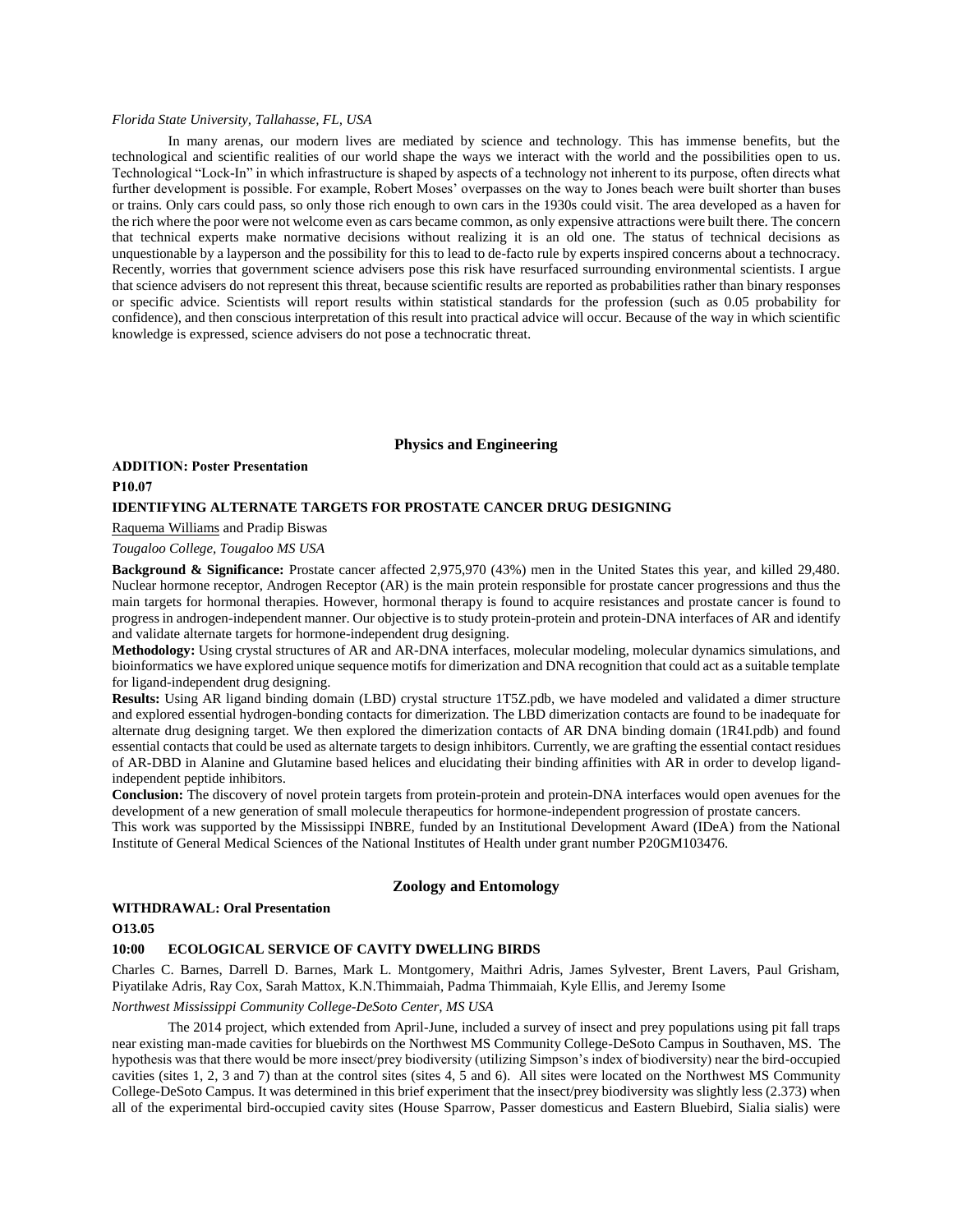*Florida State University, Tallahasse, FL, USA*

In many arenas, our modern lives are mediated by science and technology. This has immense benefits, but the technological and scientific realities of our world shape the ways we interact with the world and the possibilities open to us. Technological "Lock-In" in which infrastructure is shaped by aspects of a technology not inherent to its purpose, often directs what further development is possible. For example, Robert Moses' overpasses on the way to Jones beach were built shorter than buses or trains. Only cars could pass, so only those rich enough to own cars in the 1930s could visit. The area developed as a haven for the rich where the poor were not welcome even as cars became common, as only expensive attractions were built there. The concern that technical experts make normative decisions without realizing it is an old one. The status of technical decisions as unquestionable by a layperson and the possibility for this to lead to de-facto rule by experts inspired concerns about a technocracy. Recently, worries that government science advisers pose this risk have resurfaced surrounding environmental scientists. I argue that science advisers do not represent this threat, because scientific results are reported as probabilities rather than binary responses or specific advice. Scientists will report results within statistical standards for the profession (such as 0.05 probability for confidence), and then conscious interpretation of this result into practical advice will occur. Because of the way in which scientific knowledge is expressed, science advisers do not pose a technocratic threat.

## Physics and Engineering

**ADDITION: Poster Presentation**

**P10.07**

**IDENTIFYING ALTERNATE TARGETS FOR PROSTATE CANCER DRUG DESIGNING**

Raquema Williams and Pradip Biswas

*Tougaloo College, Tougaloo MS USA*

**Background & Significance:** Prostate cancer affected 2,975,970 (43%) men in the United States this year, and killed 29,480. Nuclear hormone receptor, Androgen Receptor (AR) is the main protein responsible for prostate cancer progressions and thus the main targets for hormonal therapies. However, hormonal therapy is found to acquire resistances and prostate cancer is found to progress in androgen-independent manner. Our objective is to study protein-protein and protein-DNA interfaces of AR and identify and validate alternate targets for hormone-independent drug designing.

**Methodology:** Using crystal structures of AR and AR-DNA interfaces, molecular modeling, molecular dynamics simulations, and bioinformatics we have explored unique sequence motifs for dimerization and DNA recognition that could act as a suitable template for ligand-independent drug designing.

**Results:** Using AR ligand binding domain (LBD) crystal structure 1T5Z.pdb, we have modeled and validated a dimer structure and explored essential hydrogen-bonding contacts for dimerization. The LBD dimerization contacts are found to be inadequate for alternate drug designing target. We then explored the dimerization contacts of AR DNA binding domain (1R4I.pdb) and found essential contacts that could be used as alternate targets to design inhibitors. Currently, we are grafting the essential contact residues of AR-DBD in Alanine and Glutamine based helices and elucidating their binding affinities with AR in order to develop ligand-independent peptide inhibitors.

**Conclusion:** The discovery of novel protein targets from protein-protein and protein-DNA interfaces would open avenues for the development of a new generation of small molecule therapeutics for hormone-independent progression of prostate cancers.

This work was supported by the Mississippi INBRE, funded by an Institutional Development Award (IDeA) from the National Institute of General Medical Sciences of the National Institutes of Health under grant number P20GM103476.

## Zoology and Entomology

**WITHDRAWAL: Oral Presentation**

**O13.05**

**10:00 ECOLOGICAL SERVICE OF CAVITY DWELLING BIRDS**

Charles C. Barnes, Darrell D. Barnes, Mark L. Montgomery, Maithri Adris, James Sylvester, Brent Lavers, Paul Grisham, Piyatilake Adris, Ray Cox, Sarah Mattox, K.N.Thimmaiah, Padma Thimmaiah, Kyle Ellis, and Jeremy Isome

*Northwest Mississippi Community College-DeSoto Center, MS USA*

The 2014 project, which extended from April-June, included a survey of insect and prey populations using pit fall traps near existing man-made cavities for bluebirds on the Northwest MS Community College-DeSoto Campus in Southaven, MS. The hypothesis was that there would be more insect/prey biodiversity (utilizing Simpson's index of biodiversity) near the bird-occupied cavities (sites 1, 2, 3 and 7) than at the control sites (sites 4, 5 and 6). All sites were located on the Northwest MS Community College-DeSoto Campus. It was determined in this brief experiment that the insect/prey biodiversity was slightly less (2.373) when all of the experimental bird-occupied cavity sites (House Sparrow, Passer domesticus and Eastern Bluebird, Sialia sialis) were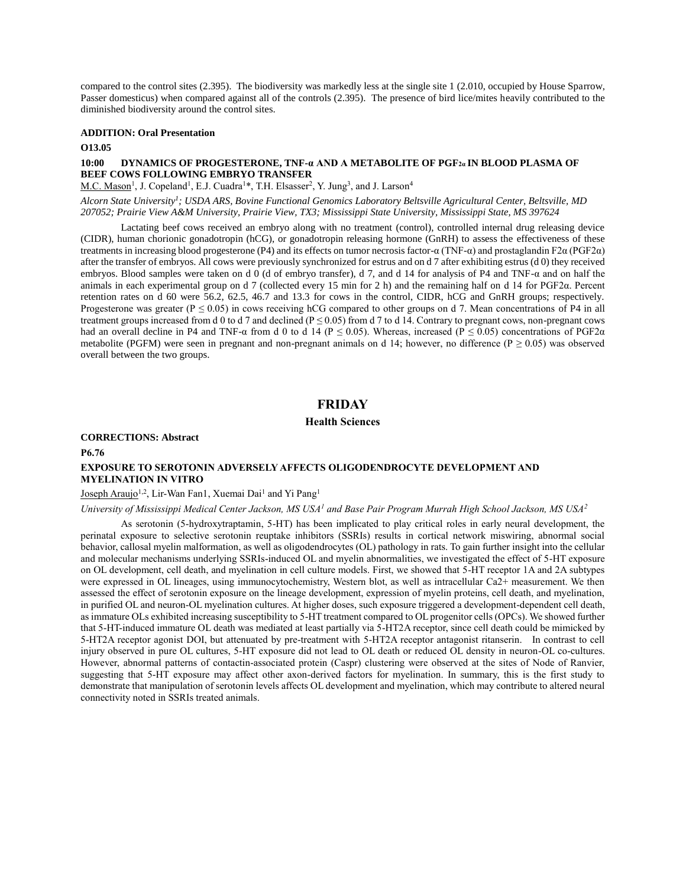compared to the control sites (2.395). The biodiversity was markedly less at the single site 1 (2.010, occupied by House Sparrow, Passer domesticus) when compared against all of the controls (2.395). The presence of bird lice/mites heavily contributed to the diminished biodiversity around the control sites.

**ADDITION: Oral Presentation**

**O13.05**

**10:00 DYNAMICS OF PROGESTERONE, TNF-α AND A METABOLITE OF $PGF_{2\alpha}$ IN BLOOD PLASMA OF BEEF COWS FOLLOWING EMBRYO TRANSFER**

M.C. Mason[1], J. Copeland[1], E.J. Cuadra[1]*, T.H. Elsasser[2], Y. Jung[3], and J. Larson[4]

*Alcorn State University[1]; USDA ARS, Bovine Functional Genomics Laboratory Beltsville Agricultural Center, Beltsville, MD 207052; Prairie View A&M University, Prairie View, TX3; Mississippi State University, Mississippi State, MS 397624*

Lactating beef cows received an embryo along with no treatment (control), controlled internal drug releasing device (CIDR), human chorionic gonadotropin (hCG), or gonadotropin releasing hormone (GnRH) to assess the effectiveness of these treatments in increasing blood progesterone (P4) and its effects on tumor necrosis factor-α (TNF-α) and prostaglandin F2α (PGF2α) after the transfer of embryos. All cows were previously synchronized for estrus and on d 7 after exhibiting estrus (d 0) they received embryos. Blood samples were taken on d 0 (d of embryo transfer), d 7, and d 14 for analysis of P4 and TNF-α and on half the animals in each experimental group on d 7 (collected every 15 min for 2 h) and the remaining half on d 14 for PGF2α. Percent retention rates on d 60 were 56.2, 62.5, 46.7 and 13.3 for cows in the control, CIDR, hCG and GnRH groups; respectively. Progesterone was greater ($P \leq 0.05$) in cows receiving hCG compared to other groups on d 7. Mean concentrations of P4 in all treatment groups increased from d 0 to d 7 and declined ($P \leq 0.05$) from d 7 to d 14. Contrary to pregnant cows, non-pregnant cows had an overall decline in P4 and TNF-α from d 0 to d 14 ($P \leq 0.05$). Whereas, increased ($P \leq 0.05$) concentrations of PGF2α metabolite (PGFM) were seen in pregnant and non-pregnant animals on d 14; however, no difference ($P \geq 0.05$) was observed overall between the two groups.

## FRIDAY

### Health Sciences

**CORRECTIONS: Abstract**

**P6.76**

**EXPOSURE TO SEROTONIN ADVERSELY AFFECTS OLIGODENDROCYTE DEVELOPMENT AND MYELINATION IN VITRO**

Joseph Araujo[1,2], Lir-Wan Fan1, Xuemai Dai[1] and Yi Pang[1]

*University of Mississippi Medical Center Jackson, MS USA[1] and Base Pair Program Murrah High School Jackson, MS USA[2]*

As serotonin (5-hydroxytraptamin, 5-HT) has been implicated to play critical roles in early neural development, the perinatal exposure to selective serotonin reuptake inhibitors (SSRIs) results in cortical network miswiring, abnormal social behavior, callosal myelin malformation, as well as oligodendrocytes (OL) pathology in rats. To gain further insight into the cellular and molecular mechanisms underlying SSRIs-induced OL and myelin abnormalities, we investigated the effect of 5-HT exposure on OL development, cell death, and myelination in cell culture models. First, we showed that 5-HT receptor 1A and 2A subtypes were expressed in OL lineages, using immunocytochemistry, Western blot, as well as intracellular Ca2+ measurement. We then assessed the effect of serotonin exposure on the lineage development, expression of myelin proteins, cell death, and myelination, in purified OL and neuron-OL myelination cultures. At higher doses, such exposure triggered a development-dependent cell death, as immature OLs exhibited increasing susceptibility to 5-HT treatment compared to OL progenitor cells (OPCs). We showed further that 5-HT-induced immature OL death was mediated at least partially via 5-HT2A receptor, since cell death could be mimicked by 5-HT2A receptor agonist DOI, but attenuated by pre-treatment with 5-HT2A receptor antagonist ritanserin. In contrast to cell injury observed in pure OL cultures, 5-HT exposure did not lead to OL death or reduced OL density in neuron-OL co-cultures. However, abnormal patterns of contactin-associated protein (Caspr) clustering were observed at the sites of Node of Ranvier, suggesting that 5-HT exposure may affect other axon-derived factors for myelination. In summary, this is the first study to demonstrate that manipulation of serotonin levels affects OL development and myelination, which may contribute to altered neural connectivity noted in SSRIs treated animals.